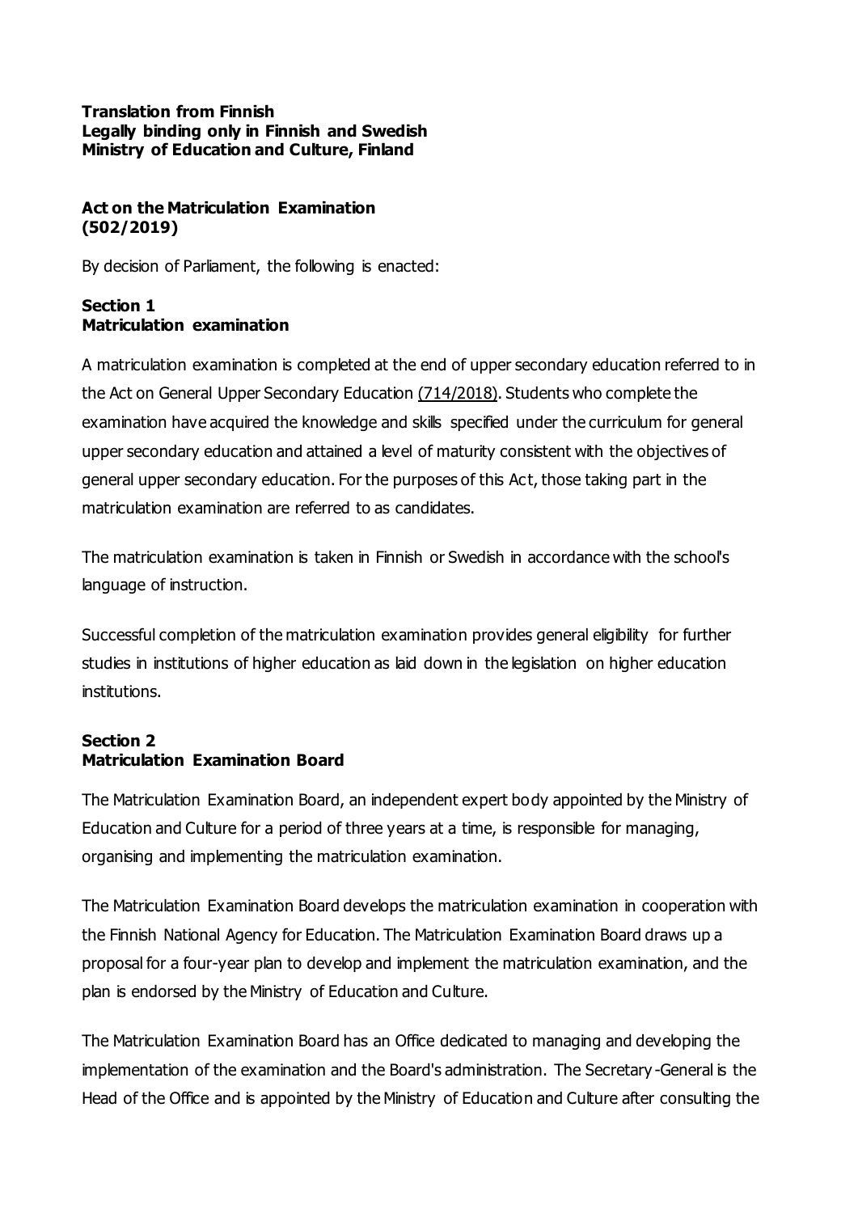**Translation from Finnish**
**Legally binding only in Finnish and Swedish**
**Ministry of Education and Culture, Finland**

# Act on the Matriculation Examination (502/2019)

By decision of Parliament, the following is enacted:

## Section 1
## Matriculation examination

A matriculation examination is completed at the end of upper secondary education referred to in the Act on General Upper Secondary Education (714/2018). Students who complete the examination have acquired the knowledge and skills specified under the curriculum for general upper secondary education and attained a level of maturity consistent with the objectives of general upper secondary education. For the purposes of this Act, those taking part in the matriculation examination are referred to as candidates.

The matriculation examination is taken in Finnish or Swedish in accordance with the school's language of instruction.

Successful completion of the matriculation examination provides general eligibility for further studies in institutions of higher education as laid down in the legislation on higher education institutions.

## Section 2
## Matriculation Examination Board

The Matriculation Examination Board, an independent expert body appointed by the Ministry of Education and Culture for a period of three years at a time, is responsible for managing, organising and implementing the matriculation examination.

The Matriculation Examination Board develops the matriculation examination in cooperation with the Finnish National Agency for Education. The Matriculation Examination Board draws up a proposal for a four-year plan to develop and implement the matriculation examination, and the plan is endorsed by the Ministry of Education and Culture.

The Matriculation Examination Board has an Office dedicated to managing and developing the implementation of the examination and the Board's administration. The Secretary-General is the Head of the Office and is appointed by the Ministry of Education and Culture after consulting the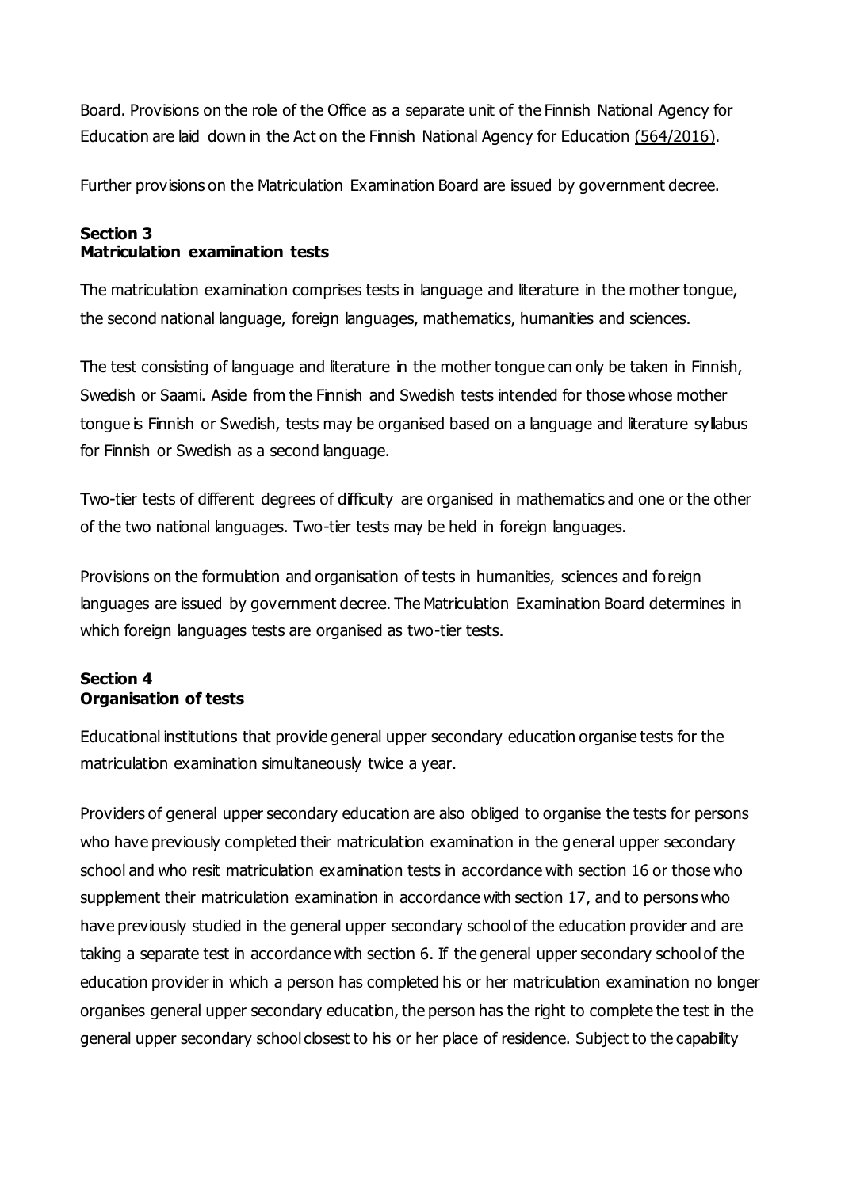Board. Provisions on the role of the Office as a separate unit of the Finnish National Agency for Education are laid down in the Act on the Finnish National Agency for Education (564/2016).

Further provisions on the Matriculation Examination Board are issued by government decree.

### Section 3
### Matriculation examination tests

The matriculation examination comprises tests in language and literature in the mother tongue, the second national language, foreign languages, mathematics, humanities and sciences.

The test consisting of language and literature in the mother tongue can only be taken in Finnish, Swedish or Saami. Aside from the Finnish and Swedish tests intended for those whose mother tongue is Finnish or Swedish, tests may be organised based on a language and literature syllabus for Finnish or Swedish as a second language.

Two-tier tests of different degrees of difficulty are organised in mathematics and one or the other of the two national languages. Two-tier tests may be held in foreign languages.

Provisions on the formulation and organisation of tests in humanities, sciences and foreign languages are issued by government decree. The Matriculation Examination Board determines in which foreign languages tests are organised as two-tier tests.

### Section 4
### Organisation of tests

Educational institutions that provide general upper secondary education organise tests for the matriculation examination simultaneously twice a year.

Providers of general upper secondary education are also obliged to organise the tests for persons who have previously completed their matriculation examination in the general upper secondary school and who resit matriculation examination tests in accordance with section 16 or those who supplement their matriculation examination in accordance with section 17, and to persons who have previously studied in the general upper secondary school of the education provider and are taking a separate test in accordance with section 6. If the general upper secondary school of the education provider in which a person has completed his or her matriculation examination no longer organises general upper secondary education, the person has the right to complete the test in the general upper secondary school closest to his or her place of residence. Subject to the capability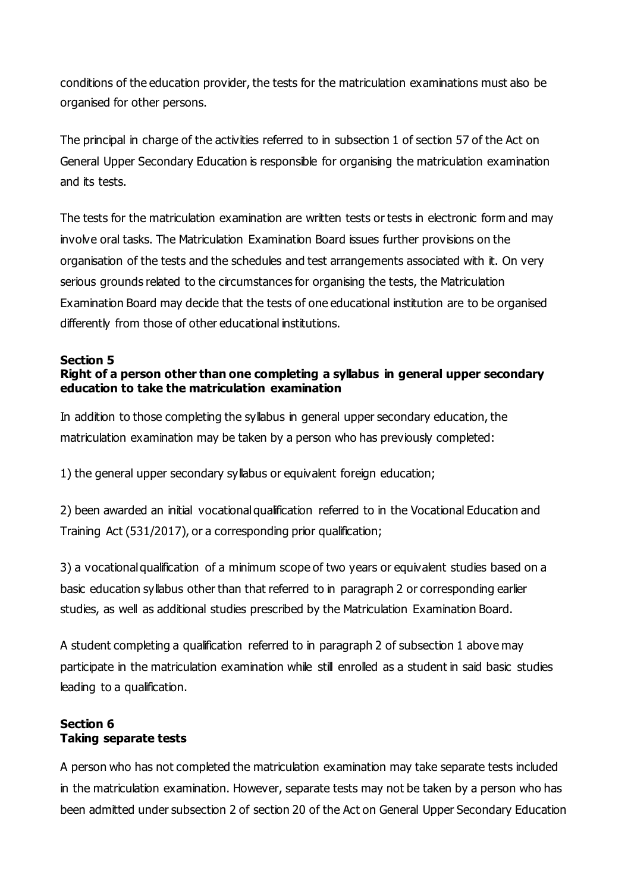conditions of the education provider, the tests for the matriculation examinations must also be organised for other persons.

The principal in charge of the activities referred to in subsection 1 of section 57 of the Act on General Upper Secondary Education is responsible for organising the matriculation examination and its tests.

The tests for the matriculation examination are written tests or tests in electronic form and may involve oral tasks. The Matriculation Examination Board issues further provisions on the organisation of the tests and the schedules and test arrangements associated with it. On very serious grounds related to the circumstances for organising the tests, the Matriculation Examination Board may decide that the tests of one educational institution are to be organised differently from those of other educational institutions.

**Section 5**
**Right of a person other than one completing a syllabus in general upper secondary education to take the matriculation examination**

In addition to those completing the syllabus in general upper secondary education, the matriculation examination may be taken by a person who has previously completed:

1) the general upper secondary syllabus or equivalent foreign education;

2) been awarded an initial vocational qualification referred to in the Vocational Education and Training Act (531/2017), or a corresponding prior qualification;

3) a vocational qualification of a minimum scope of two years or equivalent studies based on a basic education syllabus other than that referred to in paragraph 2 or corresponding earlier studies, as well as additional studies prescribed by the Matriculation Examination Board.

A student completing a qualification referred to in paragraph 2 of subsection 1 above may participate in the matriculation examination while still enrolled as a student in said basic studies leading to a qualification.

**Section 6**
**Taking separate tests**

A person who has not completed the matriculation examination may take separate tests included in the matriculation examination. However, separate tests may not be taken by a person who has been admitted under subsection 2 of section 20 of the Act on General Upper Secondary Education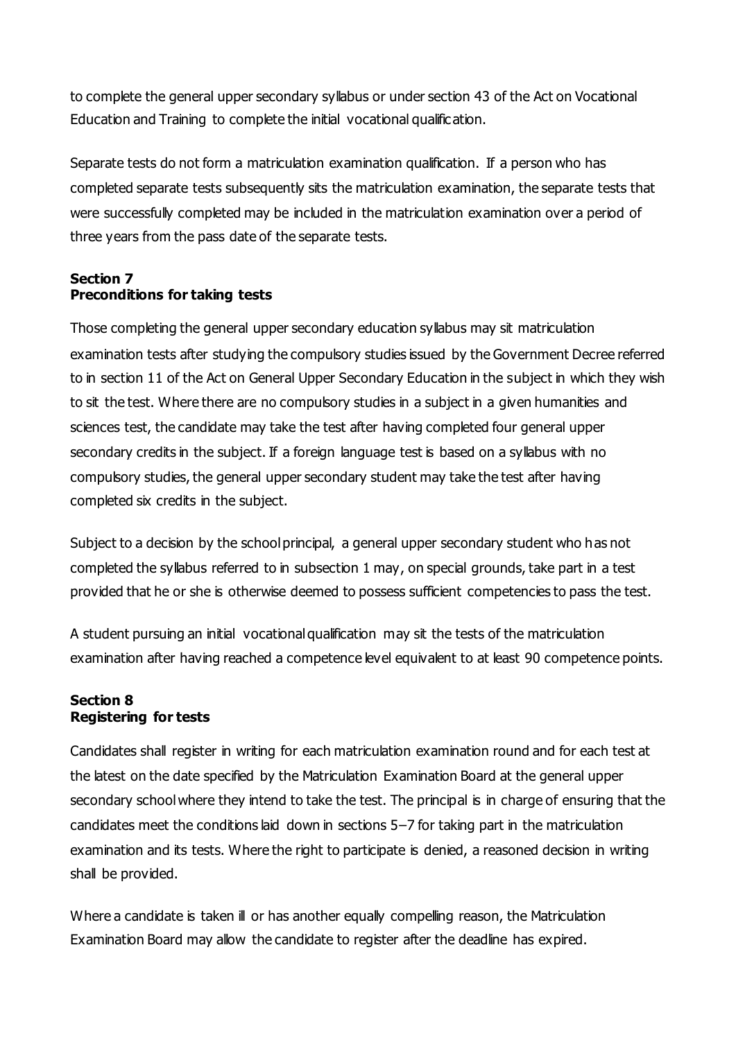to complete the general upper secondary syllabus or under section 43 of the Act on Vocational Education and Training to complete the initial vocational qualification.

Separate tests do not form a matriculation examination qualification. If a person who has completed separate tests subsequently sits the matriculation examination, the separate tests that were successfully completed may be included in the matriculation examination over a period of three years from the pass date of the separate tests.

### Section 7
### Preconditions for taking tests

Those completing the general upper secondary education syllabus may sit matriculation examination tests after studying the compulsory studies issued by the Government Decree referred to in section 11 of the Act on General Upper Secondary Education in the subject in which they wish to sit the test. Where there are no compulsory studies in a subject in a given humanities and sciences test, the candidate may take the test after having completed four general upper secondary credits in the subject. If a foreign language test is based on a syllabus with no compulsory studies, the general upper secondary student may take the test after having completed six credits in the subject.

Subject to a decision by the school principal, a general upper secondary student who has not completed the syllabus referred to in subsection 1 may, on special grounds, take part in a test provided that he or she is otherwise deemed to possess sufficient competencies to pass the test.

A student pursuing an initial vocational qualification may sit the tests of the matriculation examination after having reached a competence level equivalent to at least 90 competence points.

### Section 8
### Registering for tests

Candidates shall register in writing for each matriculation examination round and for each test at the latest on the date specified by the Matriculation Examination Board at the general upper secondary school where they intend to take the test. The principal is in charge of ensuring that the candidates meet the conditions laid down in sections 5–7 for taking part in the matriculation examination and its tests. Where the right to participate is denied, a reasoned decision in writing shall be provided.

Where a candidate is taken ill or has another equally compelling reason, the Matriculation Examination Board may allow the candidate to register after the deadline has expired.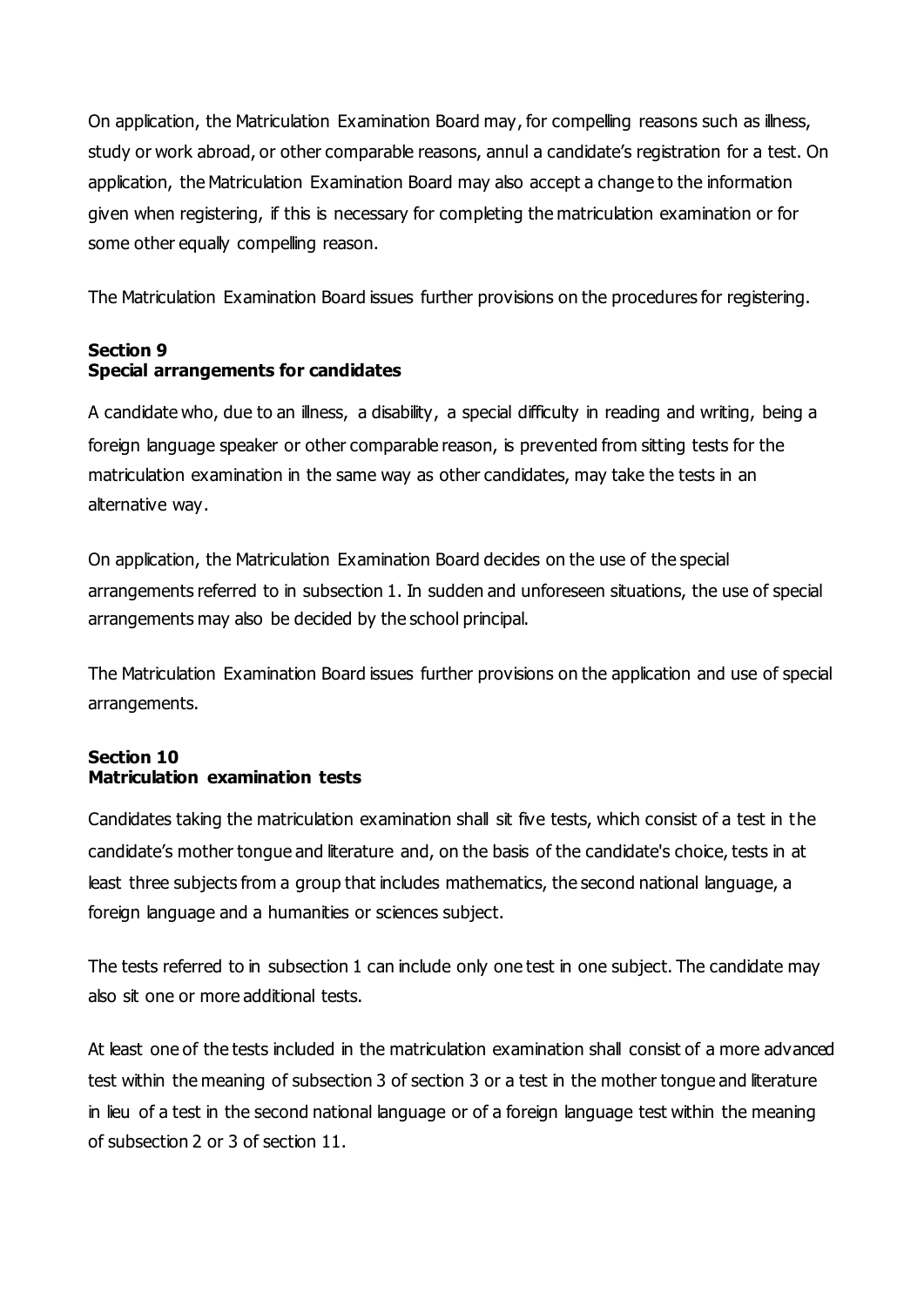On application, the Matriculation Examination Board may, for compelling reasons such as illness, study or work abroad, or other comparable reasons, annul a candidate's registration for a test. On application, the Matriculation Examination Board may also accept a change to the information given when registering, if this is necessary for completing the matriculation examination or for some other equally compelling reason.

The Matriculation Examination Board issues further provisions on the procedures for registering.

### Section 9
### Special arrangements for candidates

A candidate who, due to an illness, a disability, a special difficulty in reading and writing, being a foreign language speaker or other comparable reason, is prevented from sitting tests for the matriculation examination in the same way as other candidates, may take the tests in an alternative way.

On application, the Matriculation Examination Board decides on the use of the special arrangements referred to in subsection 1. In sudden and unforeseen situations, the use of special arrangements may also be decided by the school principal.

The Matriculation Examination Board issues further provisions on the application and use of special arrangements.

### Section 10
### Matriculation examination tests

Candidates taking the matriculation examination shall sit five tests, which consist of a test in the candidate's mother tongue and literature and, on the basis of the candidate's choice, tests in at least three subjects from a group that includes mathematics, the second national language, a foreign language and a humanities or sciences subject.

The tests referred to in subsection 1 can include only one test in one subject. The candidate may also sit one or more additional tests.

At least one of the tests included in the matriculation examination shall consist of a more advanced test within the meaning of subsection 3 of section 3 or a test in the mother tongue and literature in lieu of a test in the second national language or of a foreign language test within the meaning of subsection 2 or 3 of section 11.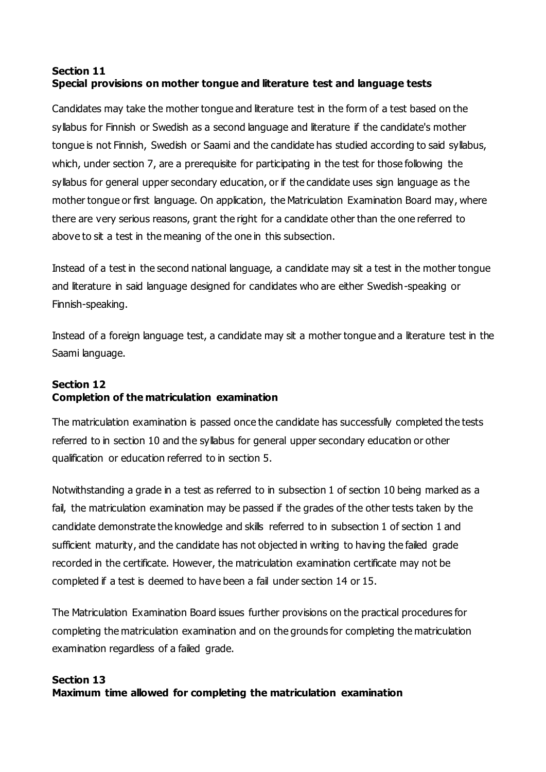**Section 11**
**Special provisions on mother tongue and literature test and language tests**

Candidates may take the mother tongue and literature test in the form of a test based on the syllabus for Finnish or Swedish as a second language and literature if the candidate's mother tongue is not Finnish, Swedish or Saami and the candidate has studied according to said syllabus, which, under section 7, are a prerequisite for participating in the test for those following the syllabus for general upper secondary education, or if the candidate uses sign language as the mother tongue or first language. On application, the Matriculation Examination Board may, where there are very serious reasons, grant the right for a candidate other than the one referred to above to sit a test in the meaning of the one in this subsection.

Instead of a test in the second national language, a candidate may sit a test in the mother tongue and literature in said language designed for candidates who are either Swedish-speaking or Finnish-speaking.

Instead of a foreign language test, a candidate may sit a mother tongue and a literature test in the Saami language.

**Section 12**
**Completion of the matriculation examination**

The matriculation examination is passed once the candidate has successfully completed the tests referred to in section 10 and the syllabus for general upper secondary education or other qualification or education referred to in section 5.

Notwithstanding a grade in a test as referred to in subsection 1 of section 10 being marked as a fail, the matriculation examination may be passed if the grades of the other tests taken by the candidate demonstrate the knowledge and skills referred to in subsection 1 of section 1 and sufficient maturity, and the candidate has not objected in writing to having the failed grade recorded in the certificate. However, the matriculation examination certificate may not be completed if a test is deemed to have been a fail under section 14 or 15.

The Matriculation Examination Board issues further provisions on the practical procedures for completing the matriculation examination and on the grounds for completing the matriculation examination regardless of a failed grade.

**Section 13**
**Maximum time allowed for completing the matriculation examination**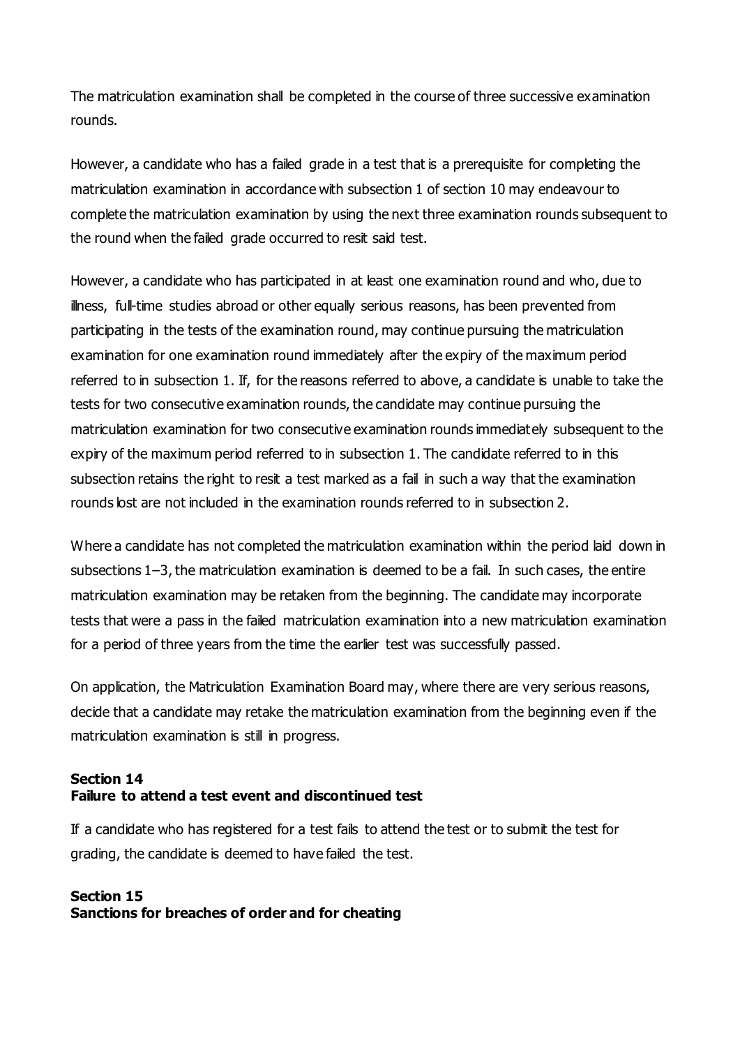The matriculation examination shall be completed in the course of three successive examination rounds.

However, a candidate who has a failed grade in a test that is a prerequisite for completing the matriculation examination in accordance with subsection 1 of section 10 may endeavour to complete the matriculation examination by using the next three examination rounds subsequent to the round when the failed grade occurred to resit said test.

However, a candidate who has participated in at least one examination round and who, due to illness, full-time studies abroad or other equally serious reasons, has been prevented from participating in the tests of the examination round, may continue pursuing the matriculation examination for one examination round immediately after the expiry of the maximum period referred to in subsection 1. If, for the reasons referred to above, a candidate is unable to take the tests for two consecutive examination rounds, the candidate may continue pursuing the matriculation examination for two consecutive examination rounds immediately subsequent to the expiry of the maximum period referred to in subsection 1. The candidate referred to in this subsection retains the right to resit a test marked as a fail in such a way that the examination rounds lost are not included in the examination rounds referred to in subsection 2.

Where a candidate has not completed the matriculation examination within the period laid down in subsections 1–3, the matriculation examination is deemed to be a fail. In such cases, the entire matriculation examination may be retaken from the beginning. The candidate may incorporate tests that were a pass in the failed matriculation examination into a new matriculation examination for a period of three years from the time the earlier test was successfully passed.

On application, the Matriculation Examination Board may, where there are very serious reasons, decide that a candidate may retake the matriculation examination from the beginning even if the matriculation examination is still in progress.

**Section 14**
**Failure to attend a test event and discontinued test**

If a candidate who has registered for a test fails to attend the test or to submit the test for grading, the candidate is deemed to have failed the test.

**Section 15**
**Sanctions for breaches of order and for cheating**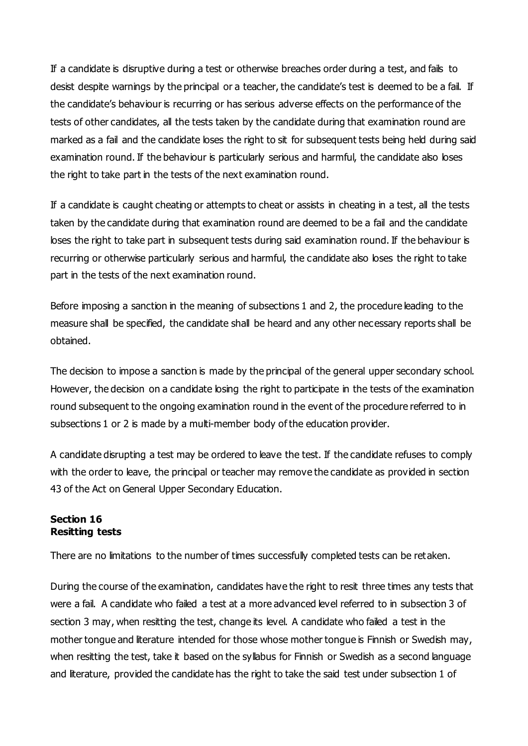If a candidate is disruptive during a test or otherwise breaches order during a test, and fails to desist despite warnings by the principal or a teacher, the candidate's test is deemed to be a fail. If the candidate's behaviour is recurring or has serious adverse effects on the performance of the tests of other candidates, all the tests taken by the candidate during that examination round are marked as a fail and the candidate loses the right to sit for subsequent tests being held during said examination round. If the behaviour is particularly serious and harmful, the candidate also loses the right to take part in the tests of the next examination round.

If a candidate is caught cheating or attempts to cheat or assists in cheating in a test, all the tests taken by the candidate during that examination round are deemed to be a fail and the candidate loses the right to take part in subsequent tests during said examination round. If the behaviour is recurring or otherwise particularly serious and harmful, the candidate also loses the right to take part in the tests of the next examination round.

Before imposing a sanction in the meaning of subsections 1 and 2, the procedure leading to the measure shall be specified, the candidate shall be heard and any other necessary reports shall be obtained.

The decision to impose a sanction is made by the principal of the general upper secondary school. However, the decision on a candidate losing the right to participate in the tests of the examination round subsequent to the ongoing examination round in the event of the procedure referred to in subsections 1 or 2 is made by a multi-member body of the education provider.

A candidate disrupting a test may be ordered to leave the test. If the candidate refuses to comply with the order to leave, the principal or teacher may remove the candidate as provided in section 43 of the Act on General Upper Secondary Education.

**Section 16**
**Resitting tests**

There are no limitations to the number of times successfully completed tests can be retaken.

During the course of the examination, candidates have the right to resit three times any tests that were a fail. A candidate who failed a test at a more advanced level referred to in subsection 3 of section 3 may, when resitting the test, change its level. A candidate who failed a test in the mother tongue and literature intended for those whose mother tongue is Finnish or Swedish may, when resitting the test, take it based on the syllabus for Finnish or Swedish as a second language and literature, provided the candidate has the right to take the said test under subsection 1 of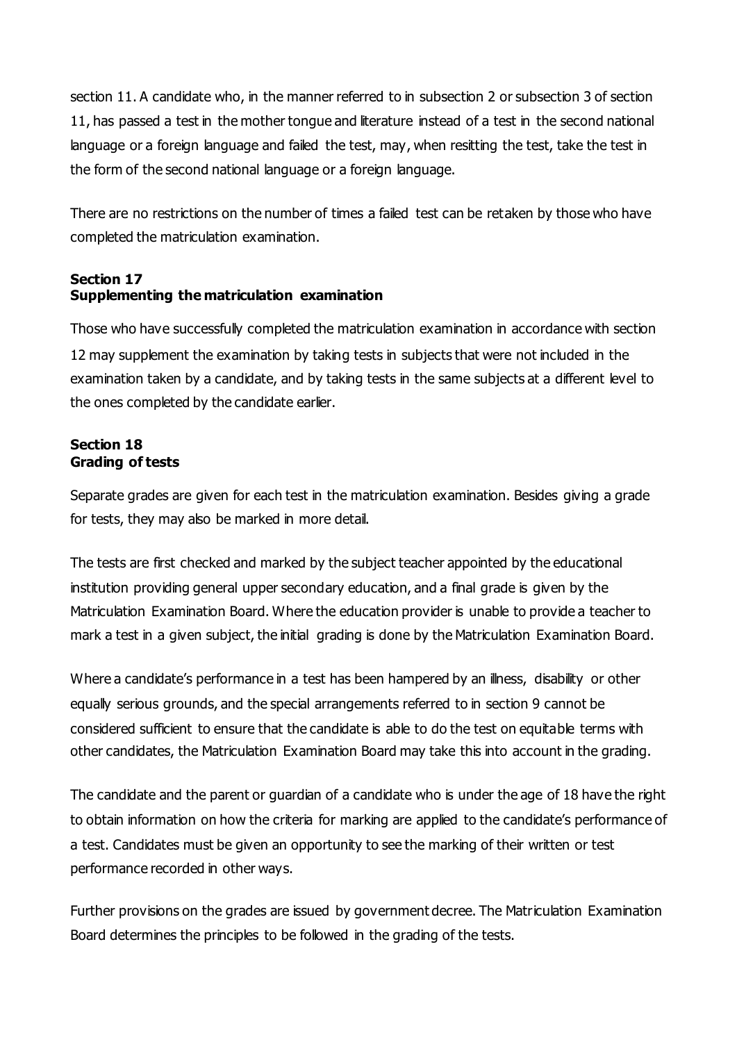section 11. A candidate who, in the manner referred to in subsection 2 or subsection 3 of section 11, has passed a test in the mother tongue and literature instead of a test in the second national language or a foreign language and failed the test, may, when resitting the test, take the test in the form of the second national language or a foreign language.

There are no restrictions on the number of times a failed test can be retaken by those who have completed the matriculation examination.

**Section 17**
**Supplementing the matriculation examination**

Those who have successfully completed the matriculation examination in accordance with section 12 may supplement the examination by taking tests in subjects that were not included in the examination taken by a candidate, and by taking tests in the same subjects at a different level to the ones completed by the candidate earlier.

**Section 18**
**Grading of tests**

Separate grades are given for each test in the matriculation examination. Besides giving a grade for tests, they may also be marked in more detail.

The tests are first checked and marked by the subject teacher appointed by the educational institution providing general upper secondary education, and a final grade is given by the Matriculation Examination Board. Where the education provider is unable to provide a teacher to mark a test in a given subject, the initial grading is done by the Matriculation Examination Board.

Where a candidate's performance in a test has been hampered by an illness, disability or other equally serious grounds, and the special arrangements referred to in section 9 cannot be considered sufficient to ensure that the candidate is able to do the test on equitable terms with other candidates, the Matriculation Examination Board may take this into account in the grading.

The candidate and the parent or guardian of a candidate who is under the age of 18 have the right to obtain information on how the criteria for marking are applied to the candidate's performance of a test. Candidates must be given an opportunity to see the marking of their written or test performance recorded in other ways.

Further provisions on the grades are issued by government decree. The Matriculation Examination Board determines the principles to be followed in the grading of the tests.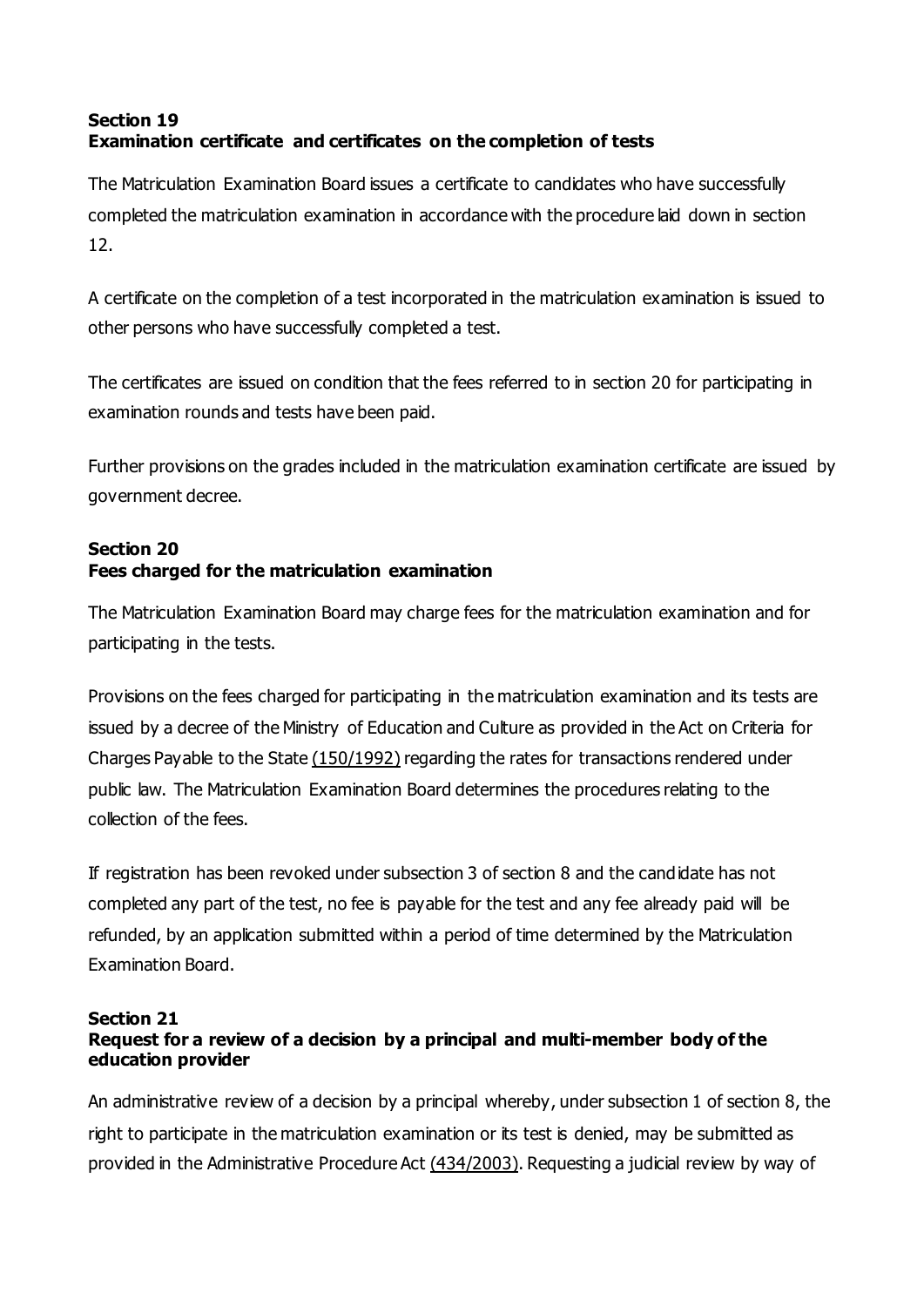### Section 19
### Examination certificate and certificates on the completion of tests

The Matriculation Examination Board issues a certificate to candidates who have successfully completed the matriculation examination in accordance with the procedure laid down in section 12.

A certificate on the completion of a test incorporated in the matriculation examination is issued to other persons who have successfully completed a test.

The certificates are issued on condition that the fees referred to in section 20 for participating in examination rounds and tests have been paid.

Further provisions on the grades included in the matriculation examination certificate are issued by government decree.

### Section 20
### Fees charged for the matriculation examination

The Matriculation Examination Board may charge fees for the matriculation examination and for participating in the tests.

Provisions on the fees charged for participating in the matriculation examination and its tests are issued by a decree of the Ministry of Education and Culture as provided in the Act on Criteria for Charges Payable to the State (150/1992) regarding the rates for transactions rendered under public law. The Matriculation Examination Board determines the procedures relating to the collection of the fees.

If registration has been revoked under subsection 3 of section 8 and the candidate has not completed any part of the test, no fee is payable for the test and any fee already paid will be refunded, by an application submitted within a period of time determined by the Matriculation Examination Board.

### Section 21
### Request for a review of a decision by a principal and multi-member body of the education provider

An administrative review of a decision by a principal whereby, under subsection 1 of section 8, the right to participate in the matriculation examination or its test is denied, may be submitted as provided in the Administrative Procedure Act (434/2003). Requesting a judicial review by way of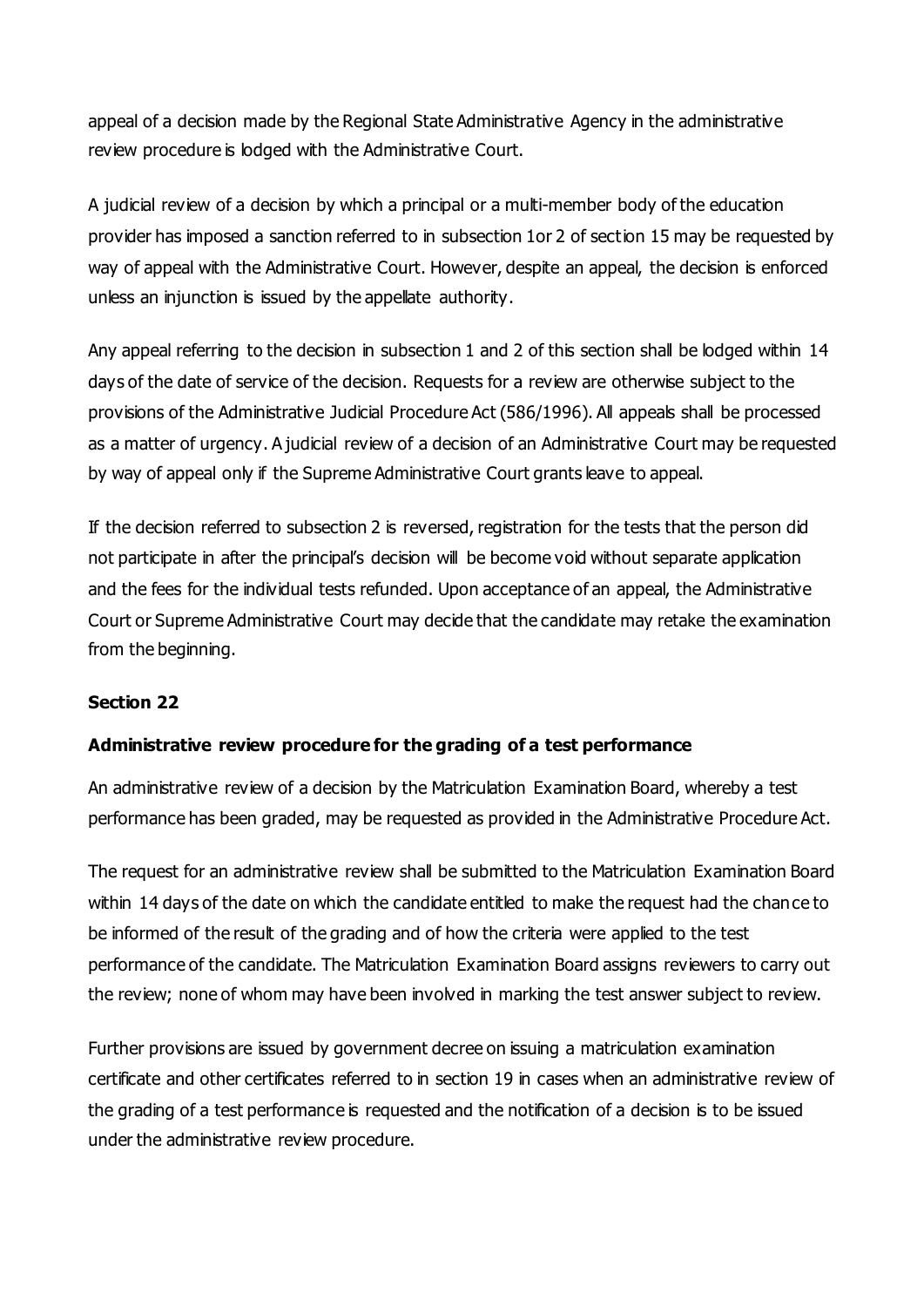appeal of a decision made by the Regional State Administrative Agency in the administrative review procedure is lodged with the Administrative Court.

A judicial review of a decision by which a principal or a multi-member body of the education provider has imposed a sanction referred to in subsection 1or 2 of section 15 may be requested by way of appeal with the Administrative Court. However, despite an appeal, the decision is enforced unless an injunction is issued by the appellate authority.

Any appeal referring to the decision in subsection 1 and 2 of this section shall be lodged within 14 days of the date of service of the decision. Requests for a review are otherwise subject to the provisions of the Administrative Judicial Procedure Act (586/1996). All appeals shall be processed as a matter of urgency. A judicial review of a decision of an Administrative Court may be requested by way of appeal only if the Supreme Administrative Court grants leave to appeal.

If the decision referred to subsection 2 is reversed, registration for the tests that the person did not participate in after the principal's decision will be become void without separate application and the fees for the individual tests refunded. Upon acceptance of an appeal, the Administrative Court or Supreme Administrative Court may decide that the candidate may retake the examination from the beginning.

**Section 22**

**Administrative review procedure for the grading of a test performance**

An administrative review of a decision by the Matriculation Examination Board, whereby a test performance has been graded, may be requested as provided in the Administrative Procedure Act.

The request for an administrative review shall be submitted to the Matriculation Examination Board within 14 days of the date on which the candidate entitled to make the request had the chance to be informed of the result of the grading and of how the criteria were applied to the test performance of the candidate. The Matriculation Examination Board assigns reviewers to carry out the review; none of whom may have been involved in marking the test answer subject to review.

Further provisions are issued by government decree on issuing a matriculation examination certificate and other certificates referred to in section 19 in cases when an administrative review of the grading of a test performance is requested and the notification of a decision is to be issued under the administrative review procedure.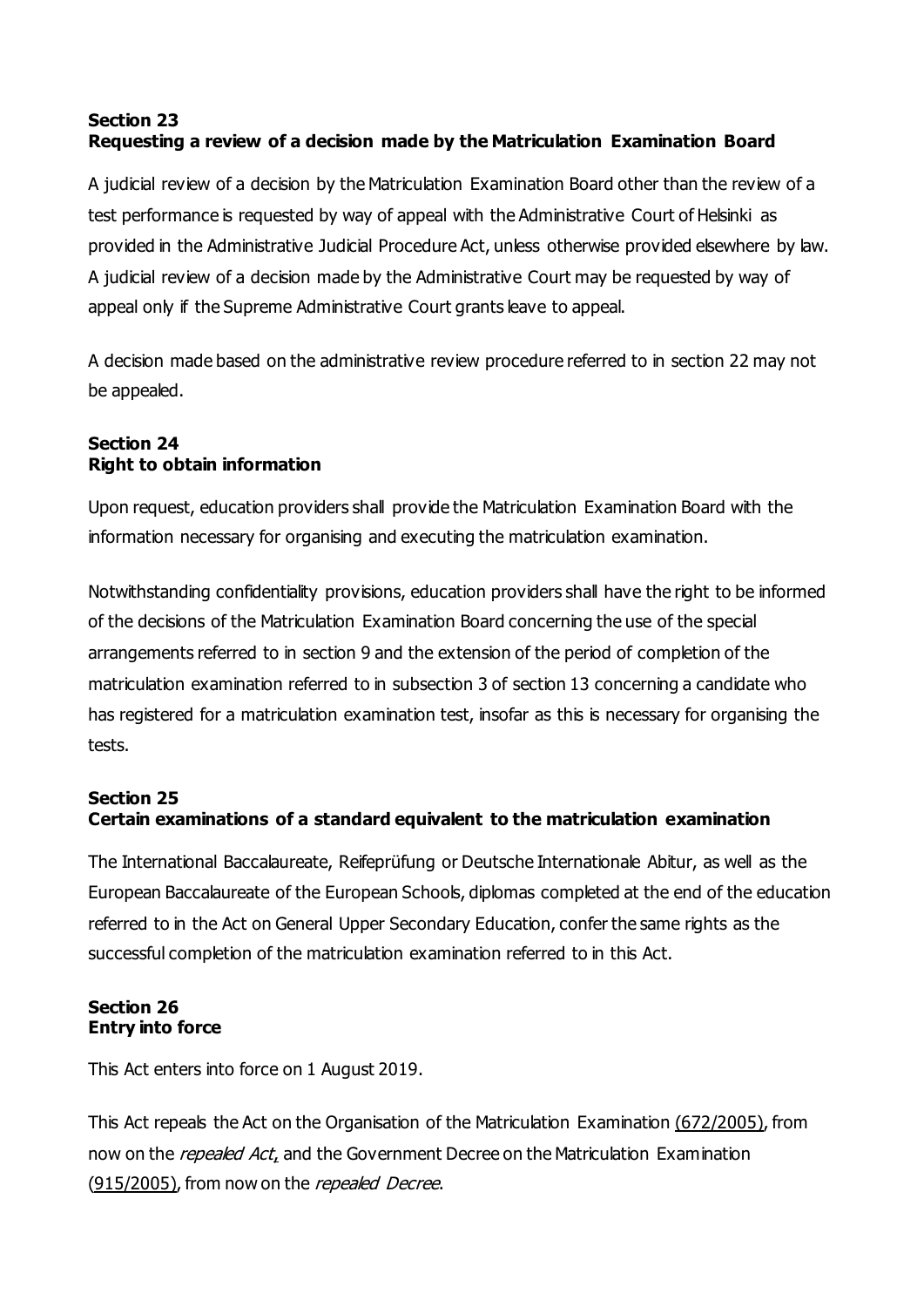### Section 23
### Requesting a review of a decision made by the Matriculation Examination Board

A judicial review of a decision by the Matriculation Examination Board other than the review of a test performance is requested by way of appeal with the Administrative Court of Helsinki as provided in the Administrative Judicial Procedure Act, unless otherwise provided elsewhere by law. A judicial review of a decision made by the Administrative Court may be requested by way of appeal only if the Supreme Administrative Court grants leave to appeal.

A decision made based on the administrative review procedure referred to in section 22 may not be appealed.

### Section 24
### Right to obtain information

Upon request, education providers shall provide the Matriculation Examination Board with the information necessary for organising and executing the matriculation examination.

Notwithstanding confidentiality provisions, education providers shall have the right to be informed of the decisions of the Matriculation Examination Board concerning the use of the special arrangements referred to in section 9 and the extension of the period of completion of the matriculation examination referred to in subsection 3 of section 13 concerning a candidate who has registered for a matriculation examination test, insofar as this is necessary for organising the tests.

### Section 25
### Certain examinations of a standard equivalent to the matriculation examination

The International Baccalaureate, Reifeprüfung or Deutsche Internationale Abitur, as well as the European Baccalaureate of the European Schools, diplomas completed at the end of the education referred to in the Act on General Upper Secondary Education, confer the same rights as the successful completion of the matriculation examination referred to in this Act.

### Section 26
### Entry into force

This Act enters into force on 1 August 2019.

This Act repeals the Act on the Organisation of the Matriculation Examination (672/2005), from now on the *repealed Act*, and the Government Decree on the Matriculation Examination (915/2005), from now on the *repealed Decree*.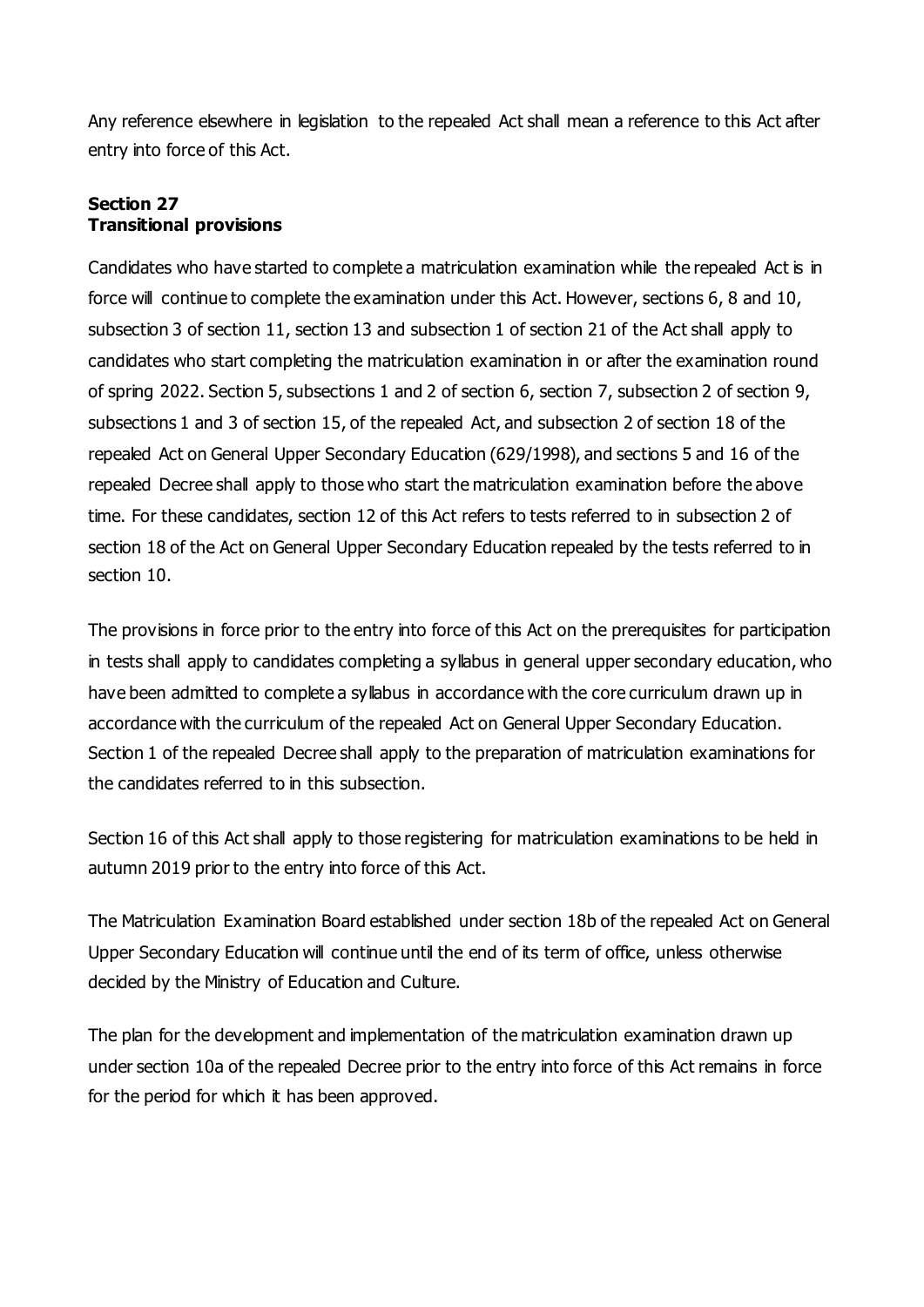Any reference elsewhere in legislation to the repealed Act shall mean a reference to this Act after entry into force of this Act.

### Section 27
### Transitional provisions

Candidates who have started to complete a matriculation examination while the repealed Act is in force will continue to complete the examination under this Act. However, sections 6, 8 and 10, subsection 3 of section 11, section 13 and subsection 1 of section 21 of the Act shall apply to candidates who start completing the matriculation examination in or after the examination round of spring 2022. Section 5, subsections 1 and 2 of section 6, section 7, subsection 2 of section 9, subsections 1 and 3 of section 15, of the repealed Act, and subsection 2 of section 18 of the repealed Act on General Upper Secondary Education (629/1998), and sections 5 and 16 of the repealed Decree shall apply to those who start the matriculation examination before the above time. For these candidates, section 12 of this Act refers to tests referred to in subsection 2 of section 18 of the Act on General Upper Secondary Education repealed by the tests referred to in section 10.

The provisions in force prior to the entry into force of this Act on the prerequisites for participation in tests shall apply to candidates completing a syllabus in general upper secondary education, who have been admitted to complete a syllabus in accordance with the core curriculum drawn up in accordance with the curriculum of the repealed Act on General Upper Secondary Education. Section 1 of the repealed Decree shall apply to the preparation of matriculation examinations for the candidates referred to in this subsection.

Section 16 of this Act shall apply to those registering for matriculation examinations to be held in autumn 2019 prior to the entry into force of this Act.

The Matriculation Examination Board established under section 18b of the repealed Act on General Upper Secondary Education will continue until the end of its term of office, unless otherwise decided by the Ministry of Education and Culture.

The plan for the development and implementation of the matriculation examination drawn up under section 10a of the repealed Decree prior to the entry into force of this Act remains in force for the period for which it has been approved.